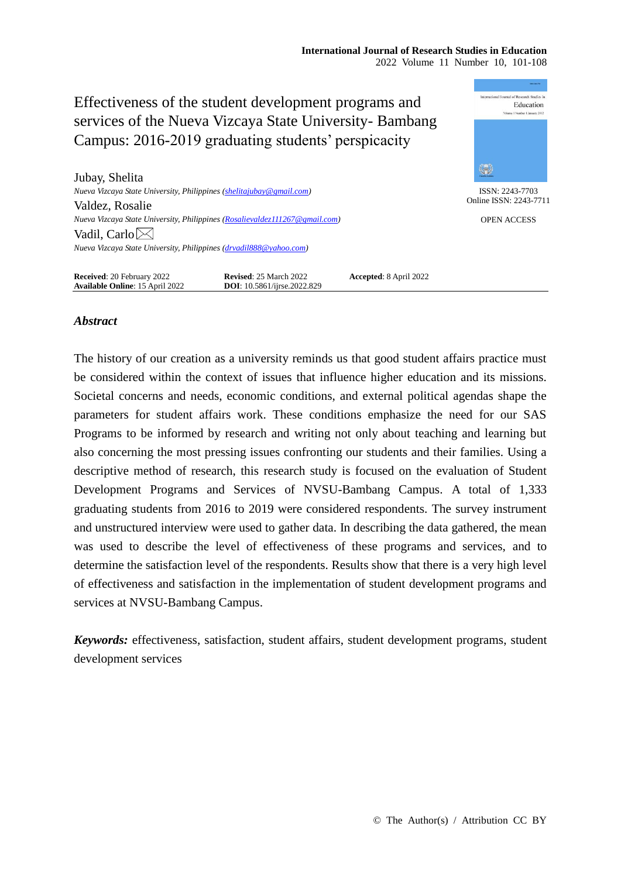# Effectiveness of the student development programs and services of the Nueva Vizcaya State University- Bambang Campus: 2016-2019 graduating students' perspicacity

ISSN: 2243-7703
Online ISSN: 2243-7711

OPEN ACCESS

Jubay, Shelita
*Nueva Vizcaya State University, Philippines (shelitajubay@gmail.com)*

Valdez, Rosalie
*Nueva Vizcaya State University, Philippines (Rosalievaldez111267@gmail.com)*

Vadil, Carlo
*Nueva Vizcaya State University, Philippines (drvadil888@yahoo.com)*

**Received**: 20 February 2022 **Revised**: 25 March 2022 **Accepted**: 8 April 2022
**Available Online**: 15 April 2022 **DOI**: 10.5861/ijrse.2022.829

## *Abstract*

The history of our creation as a university reminds us that good student affairs practice must be considered within the context of issues that influence higher education and its missions. Societal concerns and needs, economic conditions, and external political agendas shape the parameters for student affairs work. These conditions emphasize the need for our SAS Programs to be informed by research and writing not only about teaching and learning but also concerning the most pressing issues confronting our students and their families. Using a descriptive method of research, this research study is focused on the evaluation of Student Development Programs and Services of NVSU-Bambang Campus. A total of 1,333 graduating students from 2016 to 2019 were considered respondents. The survey instrument and unstructured interview were used to gather data. In describing the data gathered, the mean was used to describe the level of effectiveness of these programs and services, and to determine the satisfaction level of the respondents. Results show that there is a very high level of effectiveness and satisfaction in the implementation of student development programs and services at NVSU-Bambang Campus.

***Keywords:*** effectiveness, satisfaction, student affairs, student development programs, student development services

© The Author(s) / Attribution CC BY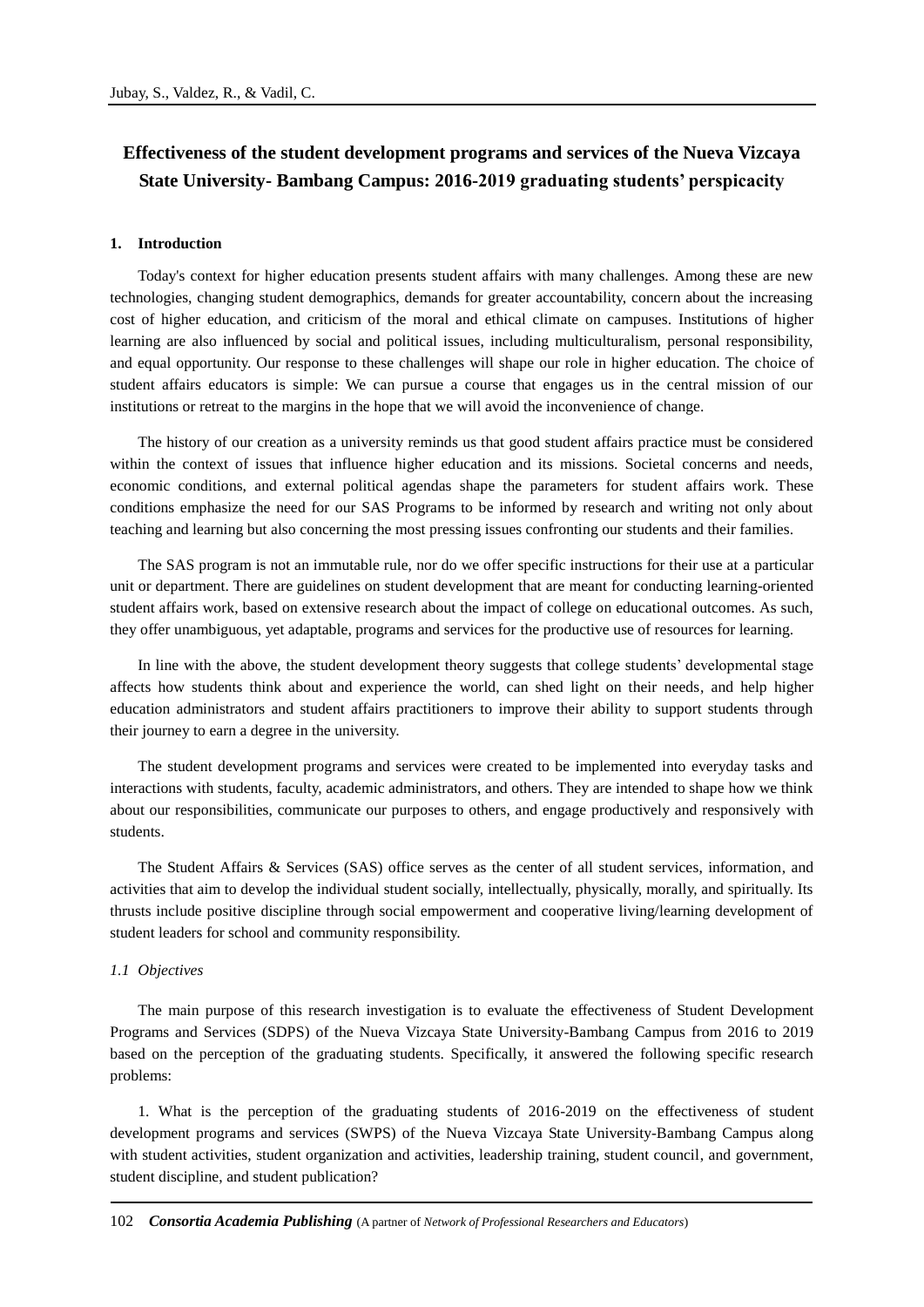# Effectiveness of the student development programs and services of the Nueva Vizcaya State University- Bambang Campus: 2016-2019 graduating students' perspicacity

## 1. Introduction

Today's context for higher education presents student affairs with many challenges. Among these are new technologies, changing student demographics, demands for greater accountability, concern about the increasing cost of higher education, and criticism of the moral and ethical climate on campuses. Institutions of higher learning are also influenced by social and political issues, including multiculturalism, personal responsibility, and equal opportunity. Our response to these challenges will shape our role in higher education. The choice of student affairs educators is simple: We can pursue a course that engages us in the central mission of our institutions or retreat to the margins in the hope that we will avoid the inconvenience of change.

The history of our creation as a university reminds us that good student affairs practice must be considered within the context of issues that influence higher education and its missions. Societal concerns and needs, economic conditions, and external political agendas shape the parameters for student affairs work. These conditions emphasize the need for our SAS Programs to be informed by research and writing not only about teaching and learning but also concerning the most pressing issues confronting our students and their families.

The SAS program is not an immutable rule, nor do we offer specific instructions for their use at a particular unit or department. There are guidelines on student development that are meant for conducting learning-oriented student affairs work, based on extensive research about the impact of college on educational outcomes. As such, they offer unambiguous, yet adaptable, programs and services for the productive use of resources for learning.

In line with the above, the student development theory suggests that college students' developmental stage affects how students think about and experience the world, can shed light on their needs, and help higher education administrators and student affairs practitioners to improve their ability to support students through their journey to earn a degree in the university.

The student development programs and services were created to be implemented into everyday tasks and interactions with students, faculty, academic administrators, and others. They are intended to shape how we think about our responsibilities, communicate our purposes to others, and engage productively and responsively with students.

The Student Affairs & Services (SAS) office serves as the center of all student services, information, and activities that aim to develop the individual student socially, intellectually, physically, morally, and spiritually. Its thrusts include positive discipline through social empowerment and cooperative living/learning development of student leaders for school and community responsibility.

### *1.1 Objectives*

The main purpose of this research investigation is to evaluate the effectiveness of Student Development Programs and Services (SDPS) of the Nueva Vizcaya State University-Bambang Campus from 2016 to 2019 based on the perception of the graduating students. Specifically, it answered the following specific research problems:

1. What is the perception of the graduating students of 2016-2019 on the effectiveness of student development programs and services (SWPS) of the Nueva Vizcaya State University-Bambang Campus along with student activities, student organization and activities, leadership training, student council, and government, student discipline, and student publication?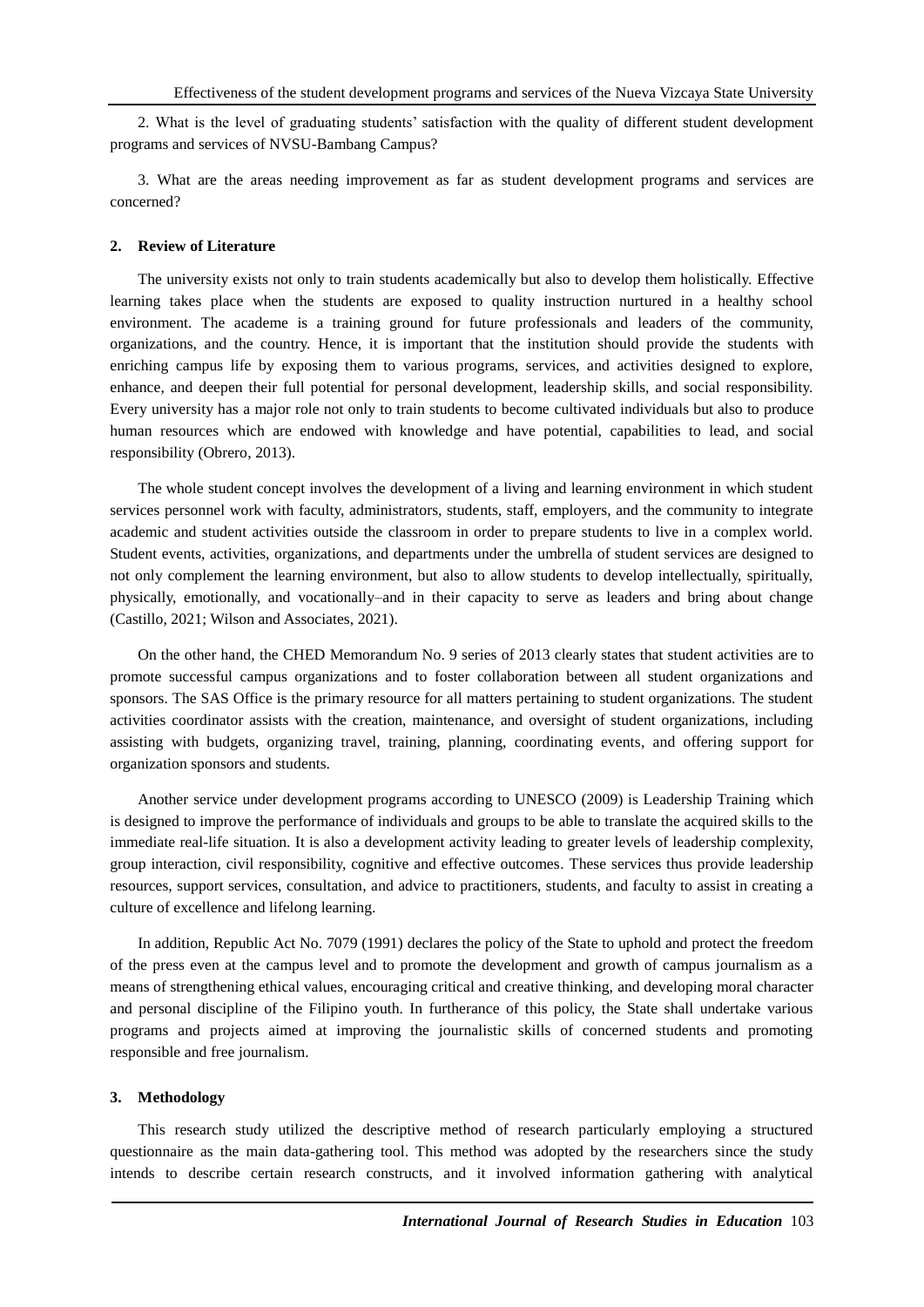2. What is the level of graduating students' satisfaction with the quality of different student development programs and services of NVSU-Bambang Campus?

3. What are the areas needing improvement as far as student development programs and services are concerned?

## 2. Review of Literature

The university exists not only to train students academically but also to develop them holistically. Effective learning takes place when the students are exposed to quality instruction nurtured in a healthy school environment. The academe is a training ground for future professionals and leaders of the community, organizations, and the country. Hence, it is important that the institution should provide the students with enriching campus life by exposing them to various programs, services, and activities designed to explore, enhance, and deepen their full potential for personal development, leadership skills, and social responsibility. Every university has a major role not only to train students to become cultivated individuals but also to produce human resources which are endowed with knowledge and have potential, capabilities to lead, and social responsibility (Obrero, 2013).

The whole student concept involves the development of a living and learning environment in which student services personnel work with faculty, administrators, students, staff, employers, and the community to integrate academic and student activities outside the classroom in order to prepare students to live in a complex world. Student events, activities, organizations, and departments under the umbrella of student services are designed to not only complement the learning environment, but also to allow students to develop intellectually, spiritually, physically, emotionally, and vocationally–and in their capacity to serve as leaders and bring about change (Castillo, 2021; Wilson and Associates, 2021).

On the other hand, the CHED Memorandum No. 9 series of 2013 clearly states that student activities are to promote successful campus organizations and to foster collaboration between all student organizations and sponsors. The SAS Office is the primary resource for all matters pertaining to student organizations. The student activities coordinator assists with the creation, maintenance, and oversight of student organizations, including assisting with budgets, organizing travel, training, planning, coordinating events, and offering support for organization sponsors and students.

Another service under development programs according to UNESCO (2009) is Leadership Training which is designed to improve the performance of individuals and groups to be able to translate the acquired skills to the immediate real-life situation. It is also a development activity leading to greater levels of leadership complexity, group interaction, civil responsibility, cognitive and effective outcomes. These services thus provide leadership resources, support services, consultation, and advice to practitioners, students, and faculty to assist in creating a culture of excellence and lifelong learning.

In addition, Republic Act No. 7079 (1991) declares the policy of the State to uphold and protect the freedom of the press even at the campus level and to promote the development and growth of campus journalism as a means of strengthening ethical values, encouraging critical and creative thinking, and developing moral character and personal discipline of the Filipino youth. In furtherance of this policy, the State shall undertake various programs and projects aimed at improving the journalistic skills of concerned students and promoting responsible and free journalism.

## 3. Methodology

This research study utilized the descriptive method of research particularly employing a structured questionnaire as the main data-gathering tool. This method was adopted by the researchers since the study intends to describe certain research constructs, and it involved information gathering with analytical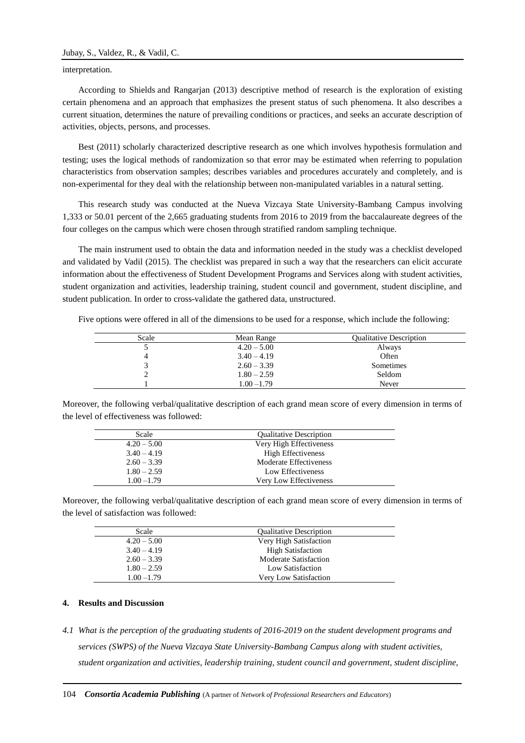interpretation.

According to Shields and Rangarjan (2013) descriptive method of research is the exploration of existing certain phenomena and an approach that emphasizes the present status of such phenomena. It also describes a current situation, determines the nature of prevailing conditions or practices, and seeks an accurate description of activities, objects, persons, and processes.

Best (2011) scholarly characterized descriptive research as one which involves hypothesis formulation and testing; uses the logical methods of randomization so that error may be estimated when referring to population characteristics from observation samples; describes variables and procedures accurately and completely, and is non-experimental for they deal with the relationship between non-manipulated variables in a natural setting.

This research study was conducted at the Nueva Vizcaya State University-Bambang Campus involving 1,333 or 50.01 percent of the 2,665 graduating students from 2016 to 2019 from the baccalaureate degrees of the four colleges on the campus which were chosen through stratified random sampling technique.

The main instrument used to obtain the data and information needed in the study was a checklist developed and validated by Vadil (2015). The checklist was prepared in such a way that the researchers can elicit accurate information about the effectiveness of Student Development Programs and Services along with student activities, student organization and activities, leadership training, student council and government, student discipline, and student publication. In order to cross-validate the gathered data, unstructured.

Five options were offered in all of the dimensions to be used for a response, which include the following:

| Scale | Mean Range | Qualitative Description |
|---|---|---|
| 5 | 4.20 – 5.00 | Always |
| 4 | 3.40 – 4.19 | Often |
| 3 | 2.60 – 3.39 | Sometimes |
| 2 | 1.80 – 2.59 | Seldom |
| 1 | 1.00 –1.79 | Never |

Moreover, the following verbal/qualitative description of each grand mean score of every dimension in terms of the level of effectiveness was followed:

| Scale | Qualitative Description |
|---|---|
| 4.20 – 5.00 | Very High Effectiveness |
| 3.40 – 4.19 | High Effectiveness |
| 2.60 – 3.39 | Moderate Effectiveness |
| 1.80 – 2.59 | Low Effectiveness |
| 1.00 –1.79 | Very Low Effectiveness |

Moreover, the following verbal/qualitative description of each grand mean score of every dimension in terms of the level of satisfaction was followed:

| Scale | Qualitative Description |
|---|---|
| 4.20 – 5.00 | Very High Satisfaction |
| 3.40 – 4.19 | High Satisfaction |
| 2.60 – 3.39 | Moderate Satisfaction |
| 1.80 – 2.59 | Low Satisfaction |
| 1.00 –1.79 | Very Low Satisfaction |

## 4. Results and Discussion

*4.1 What is the perception of the graduating students of 2016-2019 on the student development programs and services (SWPS) of the Nueva Vizcaya State University-Bambang Campus along with student activities, student organization and activities, leadership training, student council and government, student discipline,*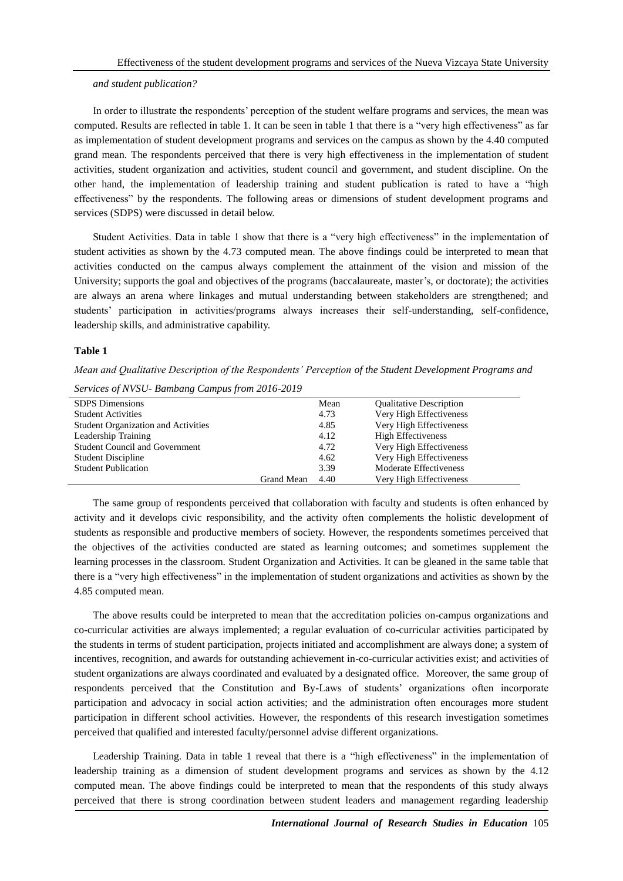*and student publication?*

In order to illustrate the respondents' perception of the student welfare programs and services, the mean was computed. Results are reflected in table 1. It can be seen in table 1 that there is a "very high effectiveness" as far as implementation of student development programs and services on the campus as shown by the 4.40 computed grand mean. The respondents perceived that there is very high effectiveness in the implementation of student activities, student organization and activities, student council and government, and student discipline. On the other hand, the implementation of leadership training and student publication is rated to have a "high effectiveness" by the respondents. The following areas or dimensions of student development programs and services (SDPS) were discussed in detail below.

Student Activities. Data in table 1 show that there is a "very high effectiveness" in the implementation of student activities as shown by the 4.73 computed mean. The above findings could be interpreted to mean that activities conducted on the campus always complement the attainment of the vision and mission of the University; supports the goal and objectives of the programs (baccalaureate, master's, or doctorate); the activities are always an arena where linkages and mutual understanding between stakeholders are strengthened; and students' participation in activities/programs always increases their self-understanding, self-confidence, leadership skills, and administrative capability.

**Table 1**

*Mean and Qualitative Description of the Respondents' Perception of the Student Development Programs and Services of NVSU- Bambang Campus from 2016-2019*

| SDPS Dimensions | Mean | Qualitative Description |
|---|---|---|
| Student Activities | 4.73 | Very High Effectiveness |
| Student Organization and Activities | 4.85 | Very High Effectiveness |
| Leadership Training | 4.12 | High Effectiveness |
| Student Council and Government | 4.72 | Very High Effectiveness |
| Student Discipline | 4.62 | Very High Effectiveness |
| Student Publication | 3.39 | Moderate Effectiveness |
| Grand Mean | 4.40 | Very High Effectiveness |

The same group of respondents perceived that collaboration with faculty and students is often enhanced by activity and it develops civic responsibility, and the activity often complements the holistic development of students as responsible and productive members of society. However, the respondents sometimes perceived that the objectives of the activities conducted are stated as learning outcomes; and sometimes supplement the learning processes in the classroom. Student Organization and Activities. It can be gleaned in the same table that there is a "very high effectiveness" in the implementation of student organizations and activities as shown by the 4.85 computed mean.

The above results could be interpreted to mean that the accreditation policies on-campus organizations and co-curricular activities are always implemented; a regular evaluation of co-curricular activities participated by the students in terms of student participation, projects initiated and accomplishment are always done; a system of incentives, recognition, and awards for outstanding achievement in-co-curricular activities exist; and activities of student organizations are always coordinated and evaluated by a designated office. Moreover, the same group of respondents perceived that the Constitution and By-Laws of students' organizations often incorporate participation and advocacy in social action activities; and the administration often encourages more student participation in different school activities. However, the respondents of this research investigation sometimes perceived that qualified and interested faculty/personnel advise different organizations.

Leadership Training. Data in table 1 reveal that there is a "high effectiveness" in the implementation of leadership training as a dimension of student development programs and services as shown by the 4.12 computed mean. The above findings could be interpreted to mean that the respondents of this study always perceived that there is strong coordination between student leaders and management regarding leadership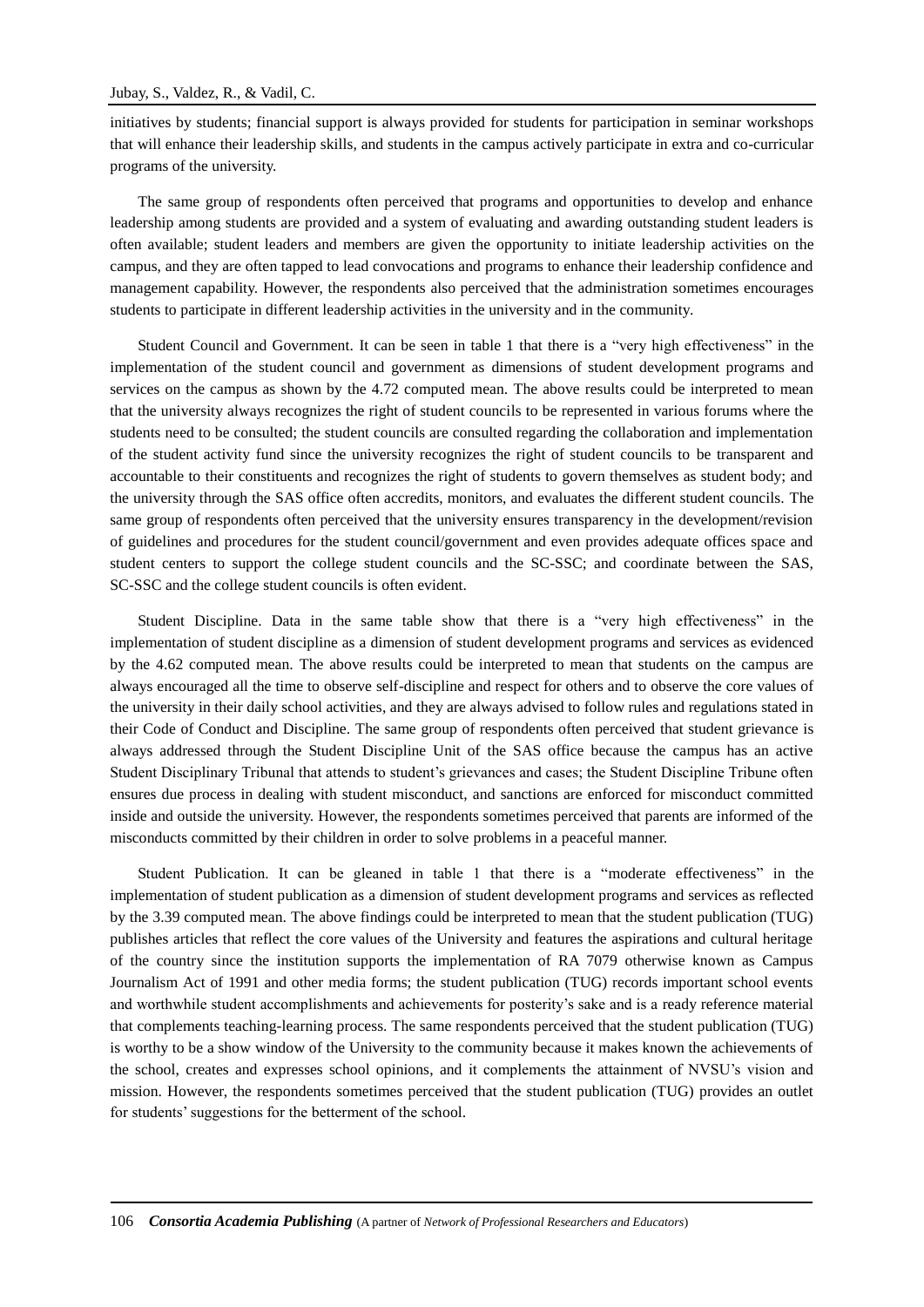initiatives by students; financial support is always provided for students for participation in seminar workshops that will enhance their leadership skills, and students in the campus actively participate in extra and co-curricular programs of the university.

The same group of respondents often perceived that programs and opportunities to develop and enhance leadership among students are provided and a system of evaluating and awarding outstanding student leaders is often available; student leaders and members are given the opportunity to initiate leadership activities on the campus, and they are often tapped to lead convocations and programs to enhance their leadership confidence and management capability. However, the respondents also perceived that the administration sometimes encourages students to participate in different leadership activities in the university and in the community.

Student Council and Government. It can be seen in table 1 that there is a "very high effectiveness" in the implementation of the student council and government as dimensions of student development programs and services on the campus as shown by the 4.72 computed mean. The above results could be interpreted to mean that the university always recognizes the right of student councils to be represented in various forums where the students need to be consulted; the student councils are consulted regarding the collaboration and implementation of the student activity fund since the university recognizes the right of student councils to be transparent and accountable to their constituents and recognizes the right of students to govern themselves as student body; and the university through the SAS office often accredits, monitors, and evaluates the different student councils. The same group of respondents often perceived that the university ensures transparency in the development/revision of guidelines and procedures for the student council/government and even provides adequate offices space and student centers to support the college student councils and the SC-SSC; and coordinate between the SAS, SC-SSC and the college student councils is often evident.

Student Discipline. Data in the same table show that there is a "very high effectiveness" in the implementation of student discipline as a dimension of student development programs and services as evidenced by the 4.62 computed mean. The above results could be interpreted to mean that students on the campus are always encouraged all the time to observe self-discipline and respect for others and to observe the core values of the university in their daily school activities, and they are always advised to follow rules and regulations stated in their Code of Conduct and Discipline. The same group of respondents often perceived that student grievance is always addressed through the Student Discipline Unit of the SAS office because the campus has an active Student Disciplinary Tribunal that attends to student's grievances and cases; the Student Discipline Tribune often ensures due process in dealing with student misconduct, and sanctions are enforced for misconduct committed inside and outside the university. However, the respondents sometimes perceived that parents are informed of the misconducts committed by their children in order to solve problems in a peaceful manner.

Student Publication. It can be gleaned in table 1 that there is a "moderate effectiveness" in the implementation of student publication as a dimension of student development programs and services as reflected by the 3.39 computed mean. The above findings could be interpreted to mean that the student publication (TUG) publishes articles that reflect the core values of the University and features the aspirations and cultural heritage of the country since the institution supports the implementation of RA 7079 otherwise known as Campus Journalism Act of 1991 and other media forms; the student publication (TUG) records important school events and worthwhile student accomplishments and achievements for posterity's sake and is a ready reference material that complements teaching-learning process. The same respondents perceived that the student publication (TUG) is worthy to be a show window of the University to the community because it makes known the achievements of the school, creates and expresses school opinions, and it complements the attainment of NVSU's vision and mission. However, the respondents sometimes perceived that the student publication (TUG) provides an outlet for students' suggestions for the betterment of the school.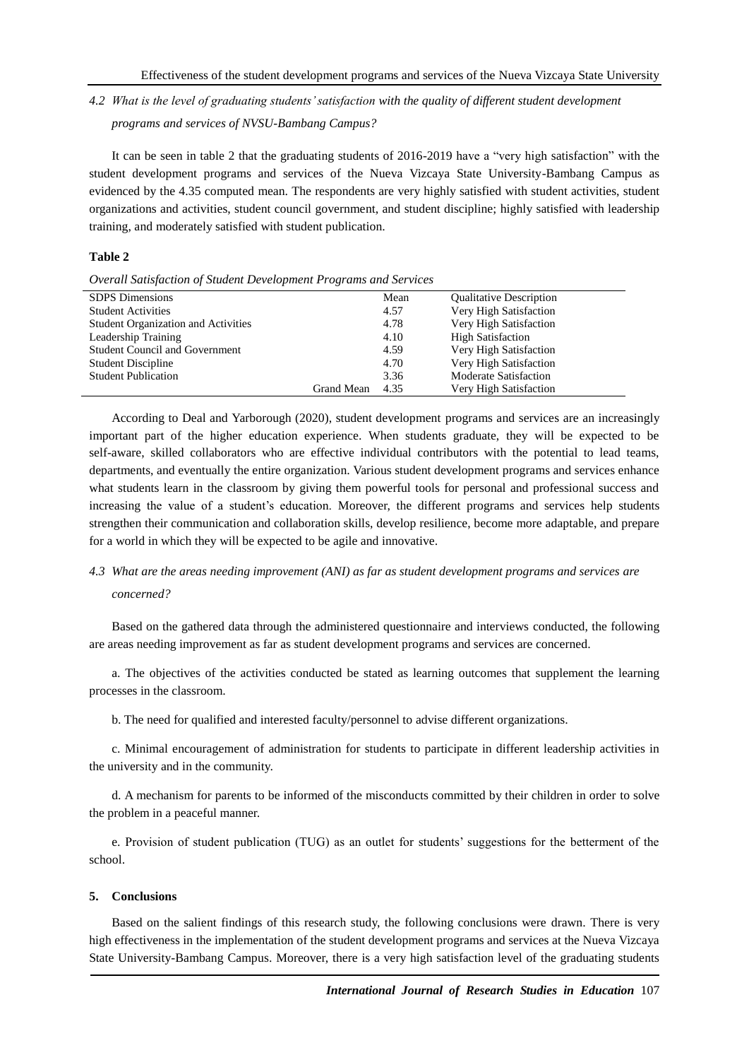*4.2 What is the level of graduating students' satisfaction with the quality of different student development programs and services of NVSU-Bambang Campus?*

It can be seen in table 2 that the graduating students of 2016-2019 have a "very high satisfaction" with the student development programs and services of the Nueva Vizcaya State University-Bambang Campus as evidenced by the 4.35 computed mean. The respondents are very highly satisfied with student activities, student organizations and activities, student council government, and student discipline; highly satisfied with leadership training, and moderately satisfied with student publication.

**Table 2**

*Overall Satisfaction of Student Development Programs and Services*

| SDPS Dimensions | | Mean | Qualitative Description |
|---|---|---|---|
| Student Activities | | 4.57 | Very High Satisfaction |
| Student Organization and Activities | | 4.78 | Very High Satisfaction |
| Leadership Training | | 4.10 | High Satisfaction |
| Student Council and Government | | 4.59 | Very High Satisfaction |
| Student Discipline | | 4.70 | Very High Satisfaction |
| Student Publication | | 3.36 | Moderate Satisfaction |
| | Grand Mean | 4.35 | Very High Satisfaction |

According to Deal and Yarborough (2020), student development programs and services are an increasingly important part of the higher education experience. When students graduate, they will be expected to be self-aware, skilled collaborators who are effective individual contributors with the potential to lead teams, departments, and eventually the entire organization. Various student development programs and services enhance what students learn in the classroom by giving them powerful tools for personal and professional success and increasing the value of a student's education. Moreover, the different programs and services help students strengthen their communication and collaboration skills, develop resilience, become more adaptable, and prepare for a world in which they will be expected to be agile and innovative.

*4.3 What are the areas needing improvement (ANI) as far as student development programs and services are concerned?*

Based on the gathered data through the administered questionnaire and interviews conducted, the following are areas needing improvement as far as student development programs and services are concerned.

a. The objectives of the activities conducted be stated as learning outcomes that supplement the learning processes in the classroom.

b. The need for qualified and interested faculty/personnel to advise different organizations.

c. Minimal encouragement of administration for students to participate in different leadership activities in the university and in the community.

d. A mechanism for parents to be informed of the misconducts committed by their children in order to solve the problem in a peaceful manner.

e. Provision of student publication (TUG) as an outlet for students' suggestions for the betterment of the school.

## 5. Conclusions

Based on the salient findings of this research study, the following conclusions were drawn. There is very high effectiveness in the implementation of the student development programs and services at the Nueva Vizcaya State University-Bambang Campus. Moreover, there is a very high satisfaction level of the graduating students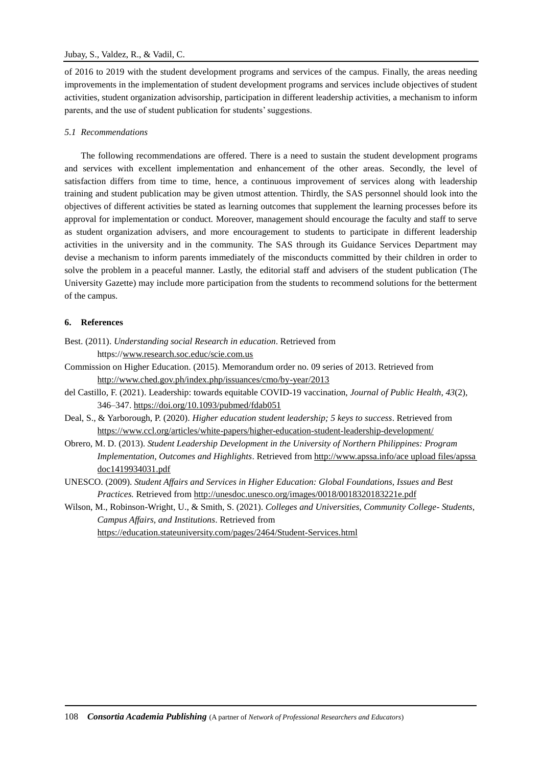of 2016 to 2019 with the student development programs and services of the campus. Finally, the areas needing improvements in the implementation of student development programs and services include objectives of student activities, student organization advisorship, participation in different leadership activities, a mechanism to inform parents, and the use of student publication for students' suggestions.

### *5.1 Recommendations*

The following recommendations are offered. There is a need to sustain the student development programs and services with excellent implementation and enhancement of the other areas. Secondly, the level of satisfaction differs from time to time, hence, a continuous improvement of services along with leadership training and student publication may be given utmost attention. Thirdly, the SAS personnel should look into the objectives of different activities be stated as learning outcomes that supplement the learning processes before its approval for implementation or conduct. Moreover, management should encourage the faculty and staff to serve as student organization advisers, and more encouragement to students to participate in different leadership activities in the university and in the community. The SAS through its Guidance Services Department may devise a mechanism to inform parents immediately of the misconducts committed by their children in order to solve the problem in a peaceful manner. Lastly, the editorial staff and advisers of the student publication (The University Gazette) may include more participation from the students to recommend solutions for the betterment of the campus.

## 6. References

Best. (2011). *Understanding social Research in education*. Retrieved from https://www.research.soc.educ/scie.com.us

Commission on Higher Education. (2015). Memorandum order no. 09 series of 2013. Retrieved from http://www.ched.gov.ph/index.php/issuances/cmo/by-year/2013

del Castillo, F. (2021). Leadership: towards equitable COVID-19 vaccination, *Journal of Public Health*, *43*(2), 346–347. https://doi.org/10.1093/pubmed/fdab051

Deal, S., & Yarborough, P. (2020). *Higher education student leadership; 5 keys to success*. Retrieved from https://www.ccl.org/articles/white-papers/higher-education-student-leadership-development/

Obrero, M. D. (2013). *Student Leadership Development in the University of Northern Philippines: Program Implementation, Outcomes and Highlights*. Retrieved from http://www.apssa.info/ace upload files/apssa doc1419934031.pdf

UNESCO. (2009). *Student Affairs and Services in Higher Education: Global Foundations, Issues and Best Practices.* Retrieved from http://unesdoc.unesco.org/images/0018/0018320183221e.pdf

Wilson, M., Robinson-Wright, U., & Smith, S. (2021). *Colleges and Universities, Community College- Students, Campus Affairs, and Institutions*. Retrieved from https://education.stateuniversity.com/pages/2464/Student-Services.html